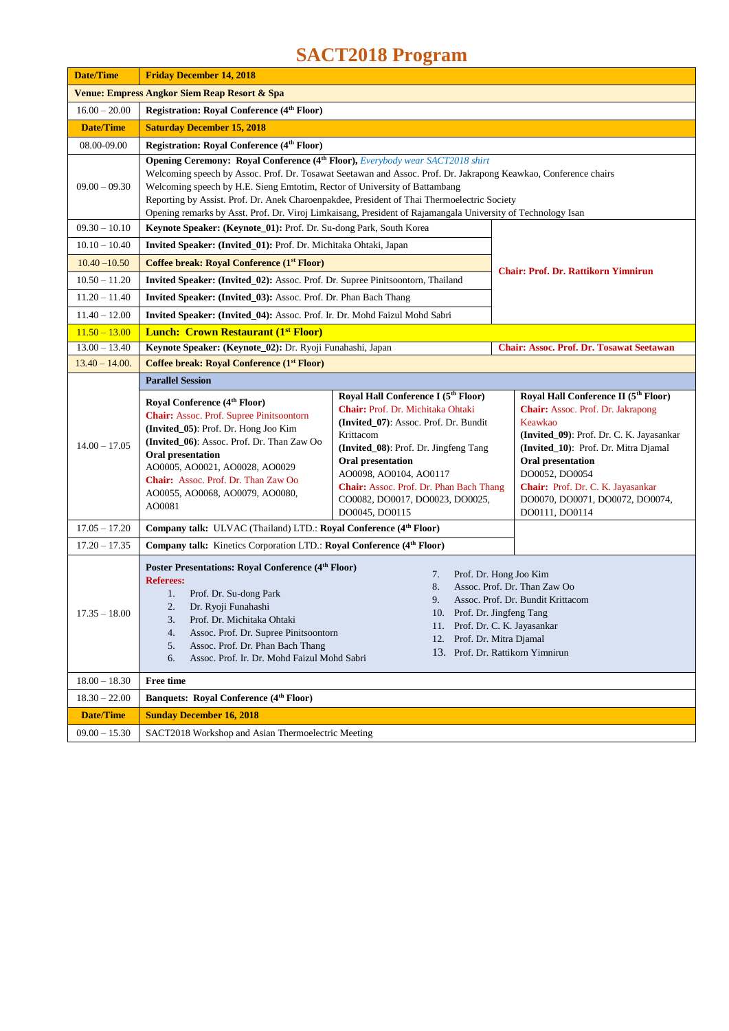# SACT2018 Program

| Date/Time | Friday December 14, 2018 | |
|---|---|---|
| **Venue: Empress Angkor Siem Reap Resort & Spa** | | |
| 16.00 – 20.00 | **Registration: Royal Conference (4th Floor)** | |
| **Date/Time** | **Saturday December 15, 2018** | |
| 08.00-09.00 | **Registration: Royal Conference (4th Floor)** | |
| 09.00 – 09.30 | **Opening Ceremony: Royal Conference (4th Floor),** *Everybody wear SACT2018 shirt*<br>Welcoming speech by Assoc. Prof. Dr. Tosawat Seetawan and Assoc. Prof. Dr. Jakrapong Keawkao, Conference chairs<br>Welcoming speech by H.E. Sieng Emtotim, Rector of University of Battambang<br>Reporting by Assist. Prof. Dr. Anek Charoenpakdee, President of Thai Thermoelectric Society<br>Opening remarks by Asst. Prof. Dr. Viroj Limkaisang, President of Rajamangala University of Technology Isan | |
| 09.30 – 10.10 | **Keynote Speaker: (Keynote_01):** Prof. Dr. Su-dong Park, South Korea | **Chair: Prof. Dr. Rattikorn Yimnirun** |
| 10.10 – 10.40 | **Invited Speaker: (Invited_01):** Prof. Dr. Michitaka Ohtaki, Japan | |
| 10.40 –10.50 | **Coffee break: Royal Conference (1st Floor)** | |
| 10.50 – 11.20 | **Invited Speaker: (Invited_02):** Assoc. Prof. Dr. Supree Pinitsoontorn, Thailand | |
| 11.20 – 11.40 | **Invited Speaker: (Invited_03):** Assoc. Prof. Dr. Phan Bach Thang | |
| 11.40 – 12.00 | **Invited Speaker: (Invited_04):** Assoc. Prof. Ir. Dr. Mohd Faizul Mohd Sabri | |
| 11.50 – 13.00 | **Lunch: Crown Restaurant (1st Floor)** | |
| 13.00 – 13.40 | **Keynote Speaker: (Keynote_02):** Dr. Ryoji Funahashi, Japan | **Chair: Assoc. Prof. Dr. Tosawat Seetawan** |
| 13.40 – 14.00. | **Coffee break: Royal Conference (1st Floor)** | |
| | **Parallel Session** | |
| 14.00 – 17.05 | **Royal Conference (4th Floor)**<br>**Chair:** Assoc. Prof. Supree Pinitsoontorn<br>**(Invited_05)**: Prof. Dr. Hong Joo Kim<br>**(Invited_06)**: Assoc. Prof. Dr. Than Zaw Oo<br>**Oral presentation**<br>AO0005, AO0021, AO0028, AO0029<br>**Chair:** Assoc. Prof. Dr. Than Zaw Oo<br>AO0055, AO0068, AO0079, AO0080, AO0081<br><br>**Royal Hall Conference I (5th Floor)**<br>**Chair:** Prof. Dr. Michitaka Ohtaki<br>**(Invited_07)**: Assoc. Prof. Dr. Bundit Krittacom<br>**(Invited_08)**: Prof. Dr. Jingfeng Tang<br>**Oral presentation**<br>AO0098, AO0104, AO0117<br>**Chair:** Assoc. Prof. Dr. Phan Bach Thang<br>CO0082, DO0017, DO0023, DO0025, DO0045, DO0115 | **Royal Hall Conference II (5th Floor)**<br>**Chair:** Assoc. Prof. Dr. Jakrapong Keawkao<br>**(Invited_09)**: Prof. Dr. C. K. Jayasankar<br>**(Invited_10)**: Prof. Dr. Mitra Djamal<br>**Oral presentation**<br>DO0052, DO0054<br>**Chair:** Prof. Dr. C. K. Jayasankar<br>DO0070, DO0071, DO0072, DO0074, DO0111, DO0114 |
| 17.05 – 17.20 | **Company talk:** ULVAC (Thailand) LTD.: **Royal Conference (4th Floor)** | |
| 17.20 – 17.35 | **Company talk:** Kinetics Corporation LTD.: **Royal Conference (4th Floor)** | |
| 17.35 – 18.00 | **Poster Presentations: Royal Conference (4th Floor)**<br>**Referees:**<br>1. Prof. Dr. Su-dong Park<br>2. Dr. Ryoji Funahashi<br>3. Prof. Dr. Michitaka Ohtaki<br>4. Assoc. Prof. Dr. Supree Pinitsoontorn<br>5. Assoc. Prof. Dr. Phan Bach Thang<br>6. Assoc. Prof. Ir. Dr. Mohd Faizul Mohd Sabri<br>7. Prof. Dr. Hong Joo Kim<br>8. Assoc. Prof. Dr. Than Zaw Oo<br>9. Assoc. Prof. Dr. Bundit Krittacom<br>10. Prof. Dr. Jingfeng Tang<br>11. Prof. Dr. C. K. Jayasankar<br>12. Prof. Dr. Mitra Djamal<br>13. Prof. Dr. Rattikorn Yimnirun | |
| 18.00 – 18.30 | **Free time** | |
| 18.30 – 22.00 | **Banquets: Royal Conference (4th Floor)** | |
| **Date/Time** | **Sunday December 16, 2018** | |
| 09.00 – 15.30 | SACT2018 Workshop and Asian Thermoelectric Meeting | |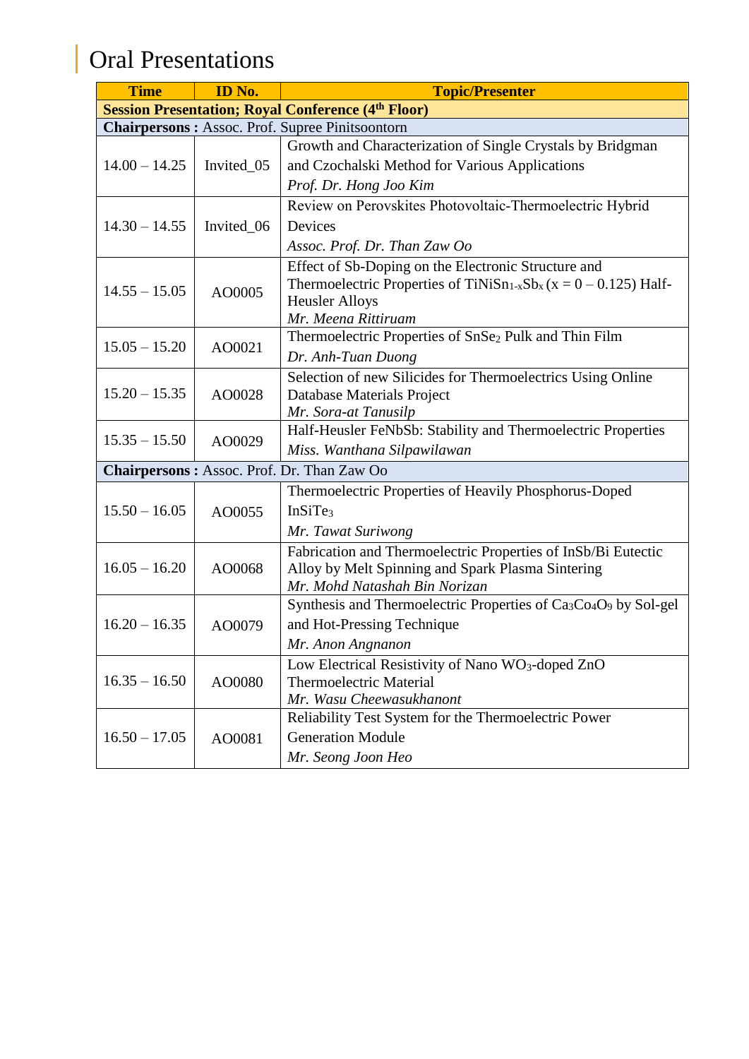# Oral Presentations

| Time | ID No. | Topic/Presenter |
|---|---|---|
| **Session Presentation; Royal Conference (4th Floor)** | | |
| **Chairpersons :** Assoc. Prof. Supree Pinitsoontorn | | |
| 14.00 – 14.25 | Invited_05 | Growth and Characterization of Single Crystals by Bridgman and Czochalski Method for Various Applications<br>*Prof. Dr. Hong Joo Kim* |
| 14.30 – 14.55 | Invited_06 | Review on Perovskites Photovoltaic-Thermoelectric Hybrid Devices<br>*Assoc. Prof. Dr. Than Zaw Oo* |
| 14.55 – 15.05 | AO0005 | Effect of Sb-Doping on the Electronic Structure and Thermoelectric Properties of $TiNiSn_{1-x}Sb_x$ ($x = 0 – 0.125$) Half-Heusler Alloys<br>*Mr. Meena Rittiruam* |
| 15.05 – 15.20 | AO0021 | Thermoelectric Properties of $SnSe_2$ Pulk and Thin Film<br>*Dr. Anh-Tuan Duong* |
| 15.20 – 15.35 | AO0028 | Selection of new Silicides for Thermoelectrics Using Online Database Materials Project<br>*Mr. Sora-at Tanusilp* |
| 15.35 – 15.50 | AO0029 | Half-Heusler FeNbSb: Stability and Thermoelectric Properties<br>*Miss. Wanthana Silpawilawan* |
| **Chairpersons :** Assoc. Prof. Dr. Than Zaw Oo | | |
| 15.50 – 16.05 | AO0055 | Thermoelectric Properties of Heavily Phosphorus-Doped $InSiTe_3$<br>*Mr. Tawat Suriwong* |
| 16.05 – 16.20 | AO0068 | Fabrication and Thermoelectric Properties of InSb/Bi Eutectic Alloy by Melt Spinning and Spark Plasma Sintering<br>*Mr. Mohd Natashah Bin Norizan* |
| 16.20 – 16.35 | AO0079 | Synthesis and Thermoelectric Properties of $Ca_3Co_4O_9$ by Sol-gel and Hot-Pressing Technique<br>*Mr. Anon Angnanon* |
| 16.35 – 16.50 | AO0080 | Low Electrical Resistivity of Nano $WO_3$-doped ZnO Thermoelectric Material<br>*Mr. Wasu Cheewasukhanont* |
| 16.50 – 17.05 | AO0081 | Reliability Test System for the Thermoelectric Power Generation Module<br>*Mr. Seong Joon Heo* |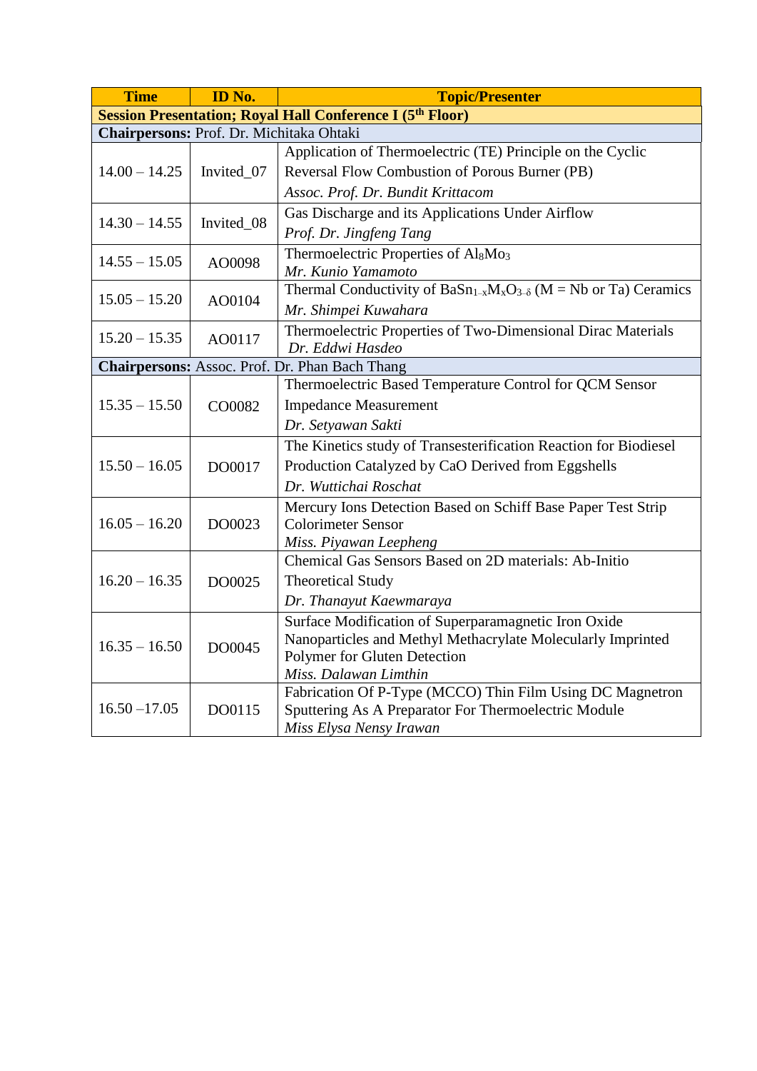| Time | ID No. | Topic/Presenter |
|---|---|---|
| **Session Presentation; Royal Hall Conference I (5th Floor)** | | |
| **Chairpersons:** Prof. Dr. Michitaka Ohtaki | | |
| 14.00 – 14.25 | Invited_07 | Application of Thermoelectric (TE) Principle on the Cyclic Reversal Flow Combustion of Porous Burner (PB) *Assoc. Prof. Dr. Bundit Krittacom* |
| 14.30 – 14.55 | Invited_08 | Gas Discharge and its Applications Under Airflow *Prof. Dr. Jingfeng Tang* |
| 14.55 – 15.05 | AO0098 | Thermoelectric Properties of $Al_8Mo_3$ *Mr. Kunio Yamamoto* |
| 15.05 – 15.20 | AO0104 | Thermal Conductivity of $BaSn_{1-x}M_xO_{3-\delta}$ (M = Nb or Ta) Ceramics *Mr. Shimpei Kuwahara* |
| 15.20 – 15.35 | AO0117 | Thermoelectric Properties of Two-Dimensional Dirac Materials *Dr. Eddwi Hasdeo* |
| **Chairpersons:** Assoc. Prof. Dr. Phan Bach Thang | | |
| 15.35 – 15.50 | CO0082 | Thermoelectric Based Temperature Control for QCM Sensor Impedance Measurement *Dr. Setyawan Sakti* |
| 15.50 – 16.05 | DO0017 | The Kinetics study of Transesterification Reaction for Biodiesel Production Catalyzed by CaO Derived from Eggshells *Dr. Wuttichai Roschat* |
| 16.05 – 16.20 | DO0023 | Mercury Ions Detection Based on Schiff Base Paper Test Strip Colorimeter Sensor *Miss. Piyawan Leepheng* |
| 16.20 – 16.35 | DO0025 | Chemical Gas Sensors Based on 2D materials: Ab-Initio Theoretical Study *Dr. Thanayut Kaewmaraya* |
| 16.35 – 16.50 | DO0045 | Surface Modification of Superparamagnetic Iron Oxide Nanoparticles and Methyl Methacrylate Molecularly Imprinted Polymer for Gluten Detection *Miss. Dalawan Limthin* |
| 16.50 –17.05 | DO0115 | Fabrication Of P-Type (MCCO) Thin Film Using DC Magnetron Sputtering As A Preparator For Thermoelectric Module *Miss Elysa Nensy Irawan* |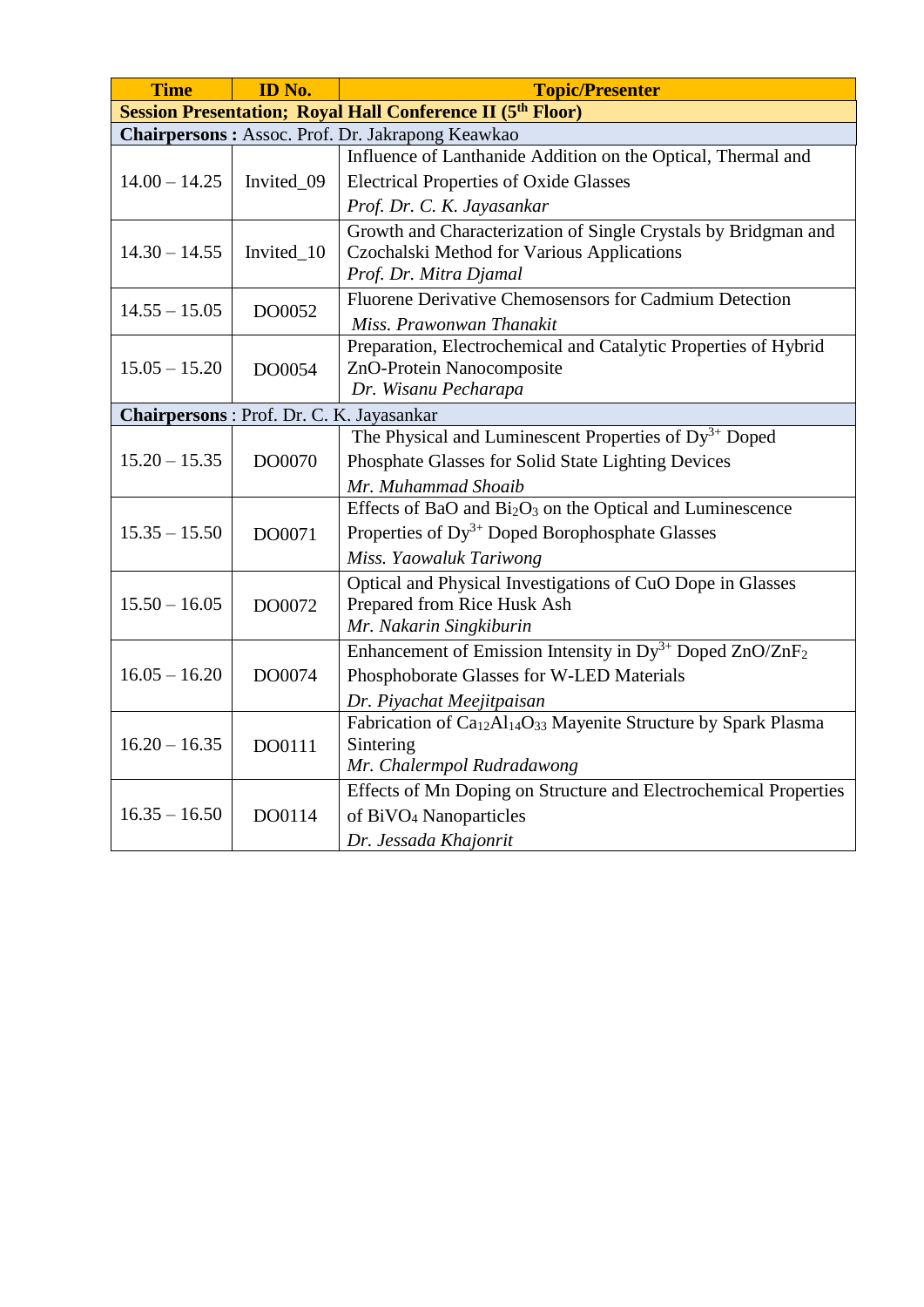| Time | ID No. | Topic/Presenter |
|---|---|---|
| **Session Presentation; Royal Hall Conference II (5th Floor)** | | |
| **Chairpersons :** Assoc. Prof. Dr. Jakrapong Keawkao | | |
| 14.00 – 14.25 | Invited_09 | Influence of Lanthanide Addition on the Optical, Thermal and Electrical Properties of Oxide Glasses<br>*Prof. Dr. C. K. Jayasankar* |
| 14.30 – 14.55 | Invited_10 | Growth and Characterization of Single Crystals by Bridgman and Czochalski Method for Various Applications<br>*Prof. Dr. Mitra Djamal* |
| 14.55 – 15.05 | DO0052 | Fluorene Derivative Chemosensors for Cadmium Detection<br>*Miss. Prawonwan Thanakit* |
| 15.05 – 15.20 | DO0054 | Preparation, Electrochemical and Catalytic Properties of Hybrid ZnO-Protein Nanocomposite<br>*Dr. Wisanu Pecharapa* |
| **Chairpersons** : Prof. Dr. C. K. Jayasankar | | |
| 15.20 – 15.35 | DO0070 | The Physical and Luminescent Properties of $Dy^{3+}$ Doped Phosphate Glasses for Solid State Lighting Devices<br>*Mr. Muhammad Shoaib* |
| 15.35 – 15.50 | DO0071 | Effects of BaO and $Bi_2O_3$ on the Optical and Luminescence Properties of $Dy^{3+}$ Doped Borophosphate Glasses<br>*Miss. Yaowaluk Tariwong* |
| 15.50 – 16.05 | DO0072 | Optical and Physical Investigations of CuO Dope in Glasses Prepared from Rice Husk Ash<br>*Mr. Nakarin Singkiburin* |
| 16.05 – 16.20 | DO0074 | Enhancement of Emission Intensity in $Dy^{3+}$ Doped $ZnO/ZnF_2$ Phosphoborate Glasses for W-LED Materials<br>*Dr. Piyachat Meejitpaisan* |
| 16.20 – 16.35 | DO0111 | Fabrication of $Ca_{12}Al_{14}O_{33}$ Mayenite Structure by Spark Plasma Sintering<br>*Mr. Chalermpol Rudradawong* |
| 16.35 – 16.50 | DO0114 | Effects of Mn Doping on Structure and Electrochemical Properties of $BiVO_4$ Nanoparticles<br>*Dr. Jessada Khajonrit* |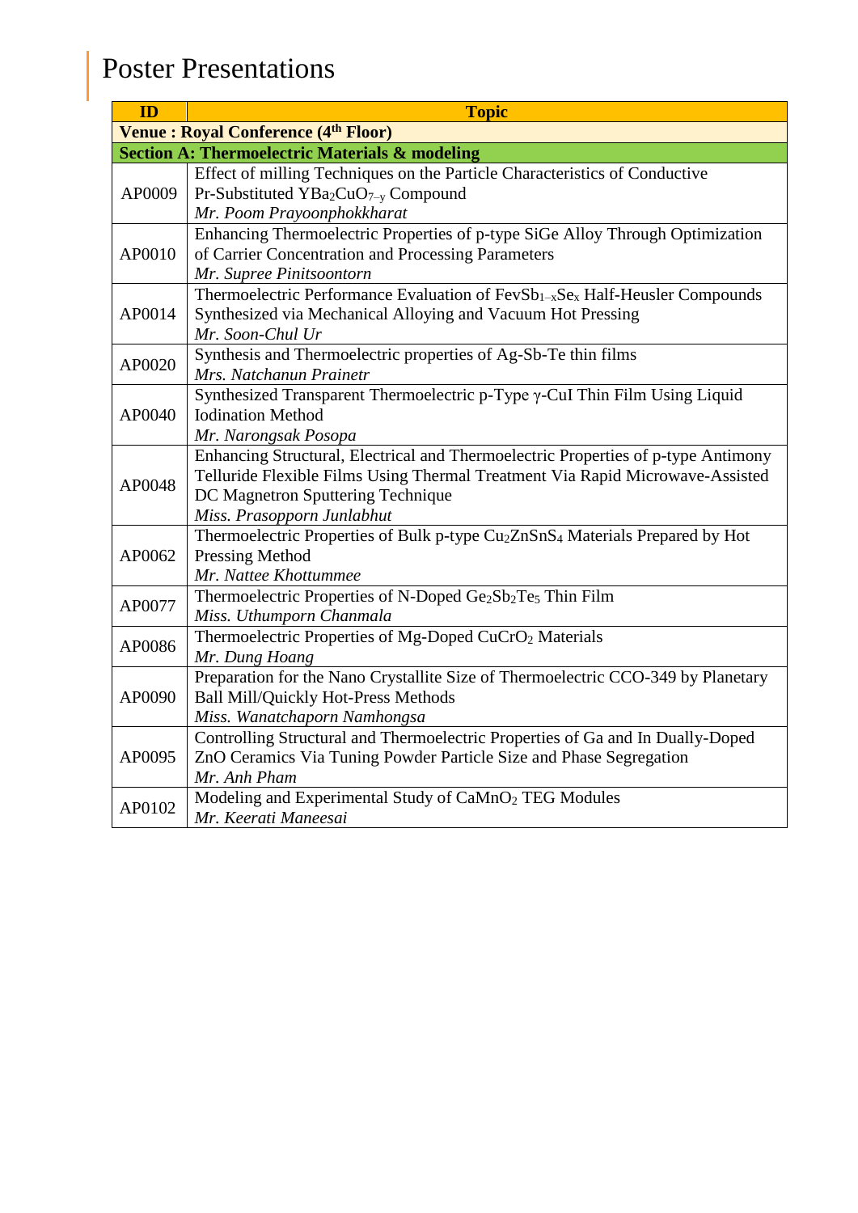# Poster Presentations

| ID | Topic |
|---|---|
| **Venue : Royal Conference (4th Floor)** | |
| **Section A: Thermoelectric Materials & modeling** | |
| AP0009 | Effect of milling Techniques on the Particle Characteristics of Conductive Pr-Substituted $YBa_2CuO_{7-y}$ Compound<br>*Mr. Poom Prayoonphokkharat* |
| AP0010 | Enhancing Thermoelectric Properties of p-type SiGe Alloy Through Optimization of Carrier Concentration and Processing Parameters<br>*Mr. Supree Pinitsoontorn* |
| AP0014 | Thermoelectric Performance Evaluation of $FevSb_{1-x}Se_x$ Half-Heusler Compounds Synthesized via Mechanical Alloying and Vacuum Hot Pressing<br>*Mr. Soon-Chul Ur* |
| AP0020 | Synthesis and Thermoelectric properties of Ag-Sb-Te thin films<br>*Mrs. Natchanun Prainetr* |
| AP0040 | Synthesized Transparent Thermoelectric p-Type γ-CuI Thin Film Using Liquid Iodination Method<br>*Mr. Narongsak Posopa* |
| AP0048 | Enhancing Structural, Electrical and Thermoelectric Properties of p-type Antimony Telluride Flexible Films Using Thermal Treatment Via Rapid Microwave-Assisted DC Magnetron Sputtering Technique<br>*Miss. Prasopporn Junlabhut* |
| AP0062 | Thermoelectric Properties of Bulk p-type $Cu_2ZnSnS_4$ Materials Prepared by Hot Pressing Method<br>*Mr. Nattee Khottummee* |
| AP0077 | Thermoelectric Properties of N-Doped $Ge_2Sb_2Te_5$ Thin Film<br>*Miss. Uthumporn Chanmala* |
| AP0086 | Thermoelectric Properties of Mg-Doped $CuCrO_2$ Materials<br>*Mr. Dung Hoang* |
| AP0090 | Preparation for the Nano Crystallite Size of Thermoelectric CCO-349 by Planetary Ball Mill/Quickly Hot-Press Methods<br>*Miss. Wanatchaporn Namhongsa* |
| AP0095 | Controlling Structural and Thermoelectric Properties of Ga and In Dually-Doped ZnO Ceramics Via Tuning Powder Particle Size and Phase Segregation<br>*Mr. Anh Pham* |
| AP0102 | Modeling and Experimental Study of $CaMnO_2$ TEG Modules<br>*Mr. Keerati Maneesai* |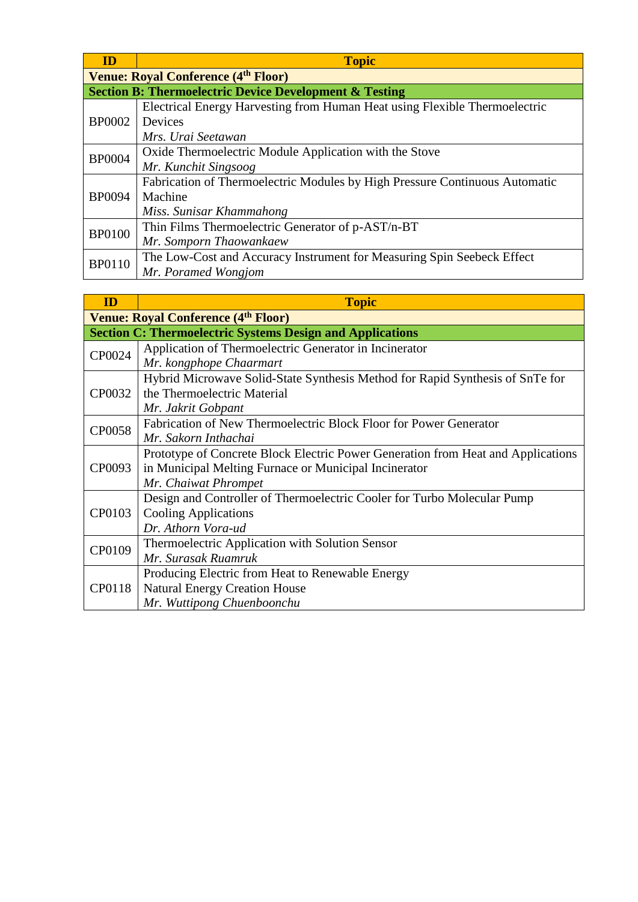| ID | Topic |
|---|---|
| **Venue: Royal Conference (4th Floor)** | |
| **Section B: Thermoelectric Device Development & Testing** | |
| BP0002 | Electrical Energy Harvesting from Human Heat using Flexible Thermoelectric Devices<br>*Mrs. Urai Seetawan* |
| BP0004 | Oxide Thermoelectric Module Application with the Stove<br>*Mr. Kunchit Singsoog* |
| BP0094 | Fabrication of Thermoelectric Modules by High Pressure Continuous Automatic Machine<br>*Miss. Sunisar Khammahong* |
| BP0100 | Thin Films Thermoelectric Generator of p-AST/n-BT<br>*Mr. Somporn Thaowankaew* |
| BP0110 | The Low-Cost and Accuracy Instrument for Measuring Spin Seebeck Effect<br>*Mr. Poramed Wongjom* |

| ID | Topic |
|---|---|
| **Venue: Royal Conference (4th Floor)** | |
| **Section C: Thermoelectric Systems Design and Applications** | |
| CP0024 | Application of Thermoelectric Generator in Incinerator<br>*Mr. kongphope Chaarmart* |
| CP0032 | Hybrid Microwave Solid-State Synthesis Method for Rapid Synthesis of SnTe for the Thermoelectric Material<br>*Mr. Jakrit Gobpant* |
| CP0058 | Fabrication of New Thermoelectric Block Floor for Power Generator<br>*Mr. Sakorn Inthachai* |
| CP0093 | Prototype of Concrete Block Electric Power Generation from Heat and Applications in Municipal Melting Furnace or Municipal Incinerator<br>*Mr. Chaiwat Phrompet* |
| CP0103 | Design and Controller of Thermoelectric Cooler for Turbo Molecular Pump Cooling Applications<br>*Dr. Athorn Vora-ud* |
| CP0109 | Thermoelectric Application with Solution Sensor<br>*Mr. Surasak Ruamruk* |
| CP0118 | Producing Electric from Heat to Renewable Energy Natural Energy Creation House<br>*Mr. Wuttipong Chuenboonchu* |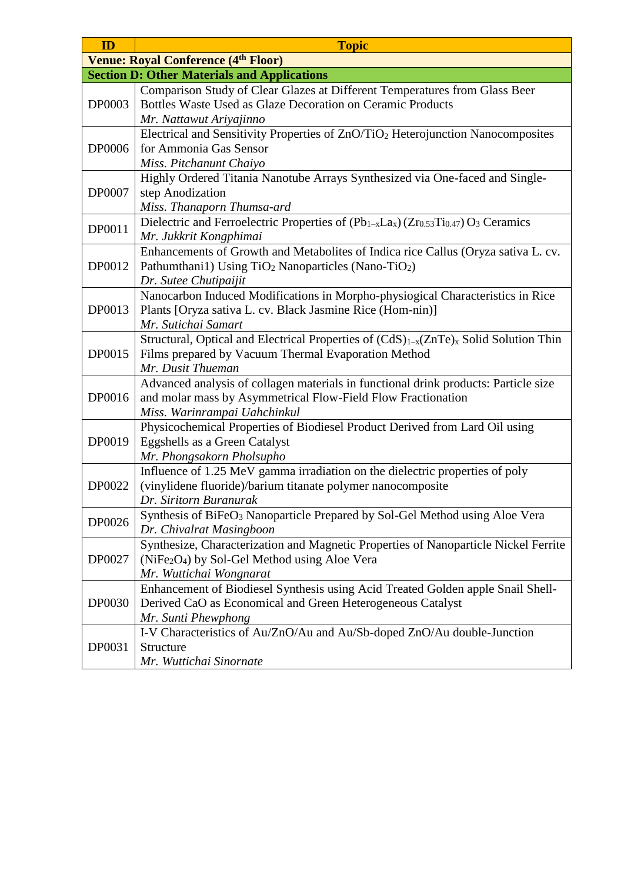| ID | Topic |
|---|---|
| **Venue: Royal Conference ($4^{th}$ Floor)** | |
| **Section D: Other Materials and Applications** | |
| DP0003 | Comparison Study of Clear Glazes at Different Temperatures from Glass Beer Bottles Waste Used as Glaze Decoration on Ceramic Products<br>*Mr. Nattawut Ariyajinno* |
| DP0006 | Electrical and Sensitivity Properties of $ZnO/TiO_2$ Heterojunction Nanocomposites for Ammonia Gas Sensor<br>*Miss. Pitchanunt Chaiyo* |
| DP0007 | Highly Ordered Titania Nanotube Arrays Synthesized via One-faced and Single-step Anodization<br>*Miss. Thanaporn Thumsa-ard* |
| DP0011 | Dielectric and Ferroelectric Properties of $(Pb_{1-x}La_x)(Zr_{0.53}Ti_{0.47})O_3$ Ceramics<br>*Mr. Jukkrit Kongphimai* |
| DP0012 | Enhancements of Growth and Metabolites of Indica rice Callus (Oryza sativa L. cv. Pathumthani1) Using $TiO_2$ Nanoparticles (Nano-$TiO_2$)<br>*Dr. Sutee Chutipaijit* |
| DP0013 | Nanocarbon Induced Modifications in Morpho-physiogical Characteristics in Rice Plants [Oryza sativa L. cv. Black Jasmine Rice (Hom-nin)]<br>*Mr. Sutichai Samart* |
| DP0015 | Structural, Optical and Electrical Properties of $(CdS)_{1-x}(ZnTe)_x$ Solid Solution Thin Films prepared by Vacuum Thermal Evaporation Method<br>*Mr. Dusit Thueman* |
| DP0016 | Advanced analysis of collagen materials in functional drink products: Particle size and molar mass by Asymmetrical Flow-Field Flow Fractionation<br>*Miss. Warinrampai Uahchinkul* |
| DP0019 | Physicochemical Properties of Biodiesel Product Derived from Lard Oil using Eggshells as a Green Catalyst<br>*Mr. Phongsakorn Pholsupho* |
| DP0022 | Influence of 1.25 MeV gamma irradiation on the dielectric properties of poly (vinylidene fluoride)/barium titanate polymer nanocomposite<br>*Dr. Siritorn Buranurak* |
| DP0026 | Synthesis of $BiFeO_3$ Nanoparticle Prepared by Sol-Gel Method using Aloe Vera<br>*Dr. Chivalrat Masingboon* |
| DP0027 | Synthesize, Characterization and Magnetic Properties of Nanoparticle Nickel Ferrite ($NiFe_2O_4$) by Sol-Gel Method using Aloe Vera<br>*Mr. Wuttichai Wongnarat* |
| DP0030 | Enhancement of Biodiesel Synthesis using Acid Treated Golden apple Snail Shell-Derived CaO as Economical and Green Heterogeneous Catalyst<br>*Mr. Sunti Phewphong* |
| DP0031 | I-V Characteristics of Au/ZnO/Au and Au/Sb-doped ZnO/Au double-Junction Structure<br>*Mr. Wuttichai Sinornate* |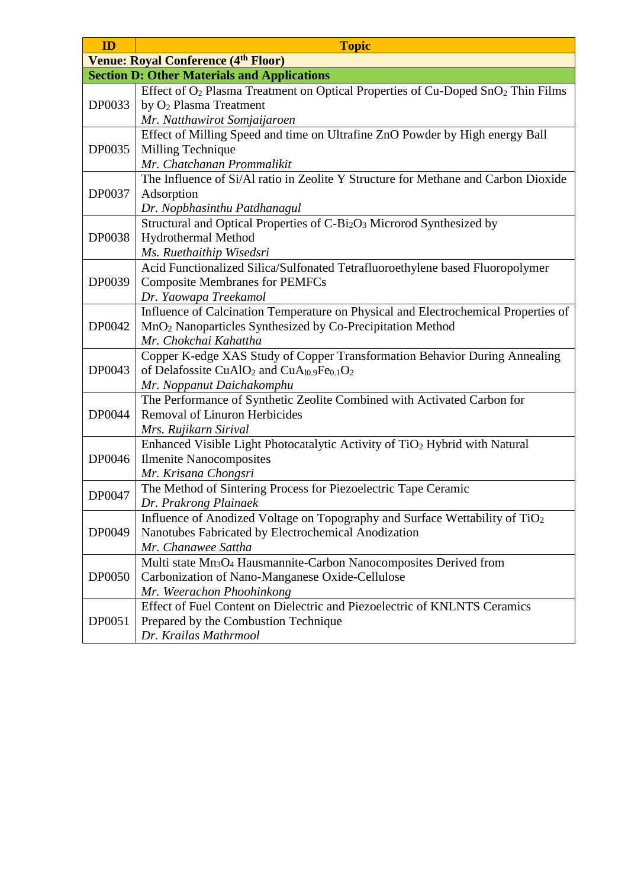| ID | Topic |
|---|---|
| **Venue: Royal Conference ($4^{th}$ Floor)** | |
| **Section D: Other Materials and Applications** | |
| DP0033 | Effect of $O_2$ Plasma Treatment on Optical Properties of Cu-Doped $SnO_2$ Thin Films by $O_2$ Plasma Treatment<br>*Mr. Natthawirot Somjaijaroen* |
| DP0035 | Effect of Milling Speed and time on Ultrafine ZnO Powder by High energy Ball Milling Technique<br>*Mr. Chatchanan Prommalikit* |
| DP0037 | The Influence of Si/Al ratio in Zeolite Y Structure for Methane and Carbon Dioxide Adsorption<br>*Dr. Nopbhasinthu Patdhanagul* |
| DP0038 | Structural and Optical Properties of C-$Bi_2O_3$ Microrod Synthesized by Hydrothermal Method<br>*Ms. Ruethaithip Wisedsri* |
| DP0039 | Acid Functionalized Silica/Sulfonated Tetrafluoroethylene based Fluoropolymer Composite Membranes for PEMFCs<br>*Dr. Yaowapa Treekamol* |
| DP0042 | Influence of Calcination Temperature on Physical and Electrochemical Properties of $MnO_2$ Nanoparticles Synthesized by Co-Precipitation Method<br>*Mr. Chokchai Kahattha* |
| DP0043 | Copper K-edge XAS Study of Copper Transformation Behavior During Annealing of Delafossite $CuAlO_2$ and $CuA_{l0.9}Fe_{0.1}O_2$<br>*Mr. Noppanut Daichakomphu* |
| DP0044 | The Performance of Synthetic Zeolite Combined with Activated Carbon for Removal of Linuron Herbicides<br>*Mrs. Rujikarn Sirival* |
| DP0046 | Enhanced Visible Light Photocatalytic Activity of $TiO_2$ Hybrid with Natural Ilmenite Nanocomposites<br>*Mr. Krisana Chongsri* |
| DP0047 | The Method of Sintering Process for Piezoelectric Tape Ceramic<br>*Dr. Prakrong Plainaek* |
| DP0049 | Influence of Anodized Voltage on Topography and Surface Wettability of $TiO_2$ Nanotubes Fabricated by Electrochemical Anodization<br>*Mr. Chanawee Sattha* |
| DP0050 | Multi state $Mn_3O_4$ Hausmannite-Carbon Nanocomposites Derived from Carbonization of Nano-Manganese Oxide-Cellulose<br>*Mr. Weerachon Phoohinkong* |
| DP0051 | Effect of Fuel Content on Dielectric and Piezoelectric of KNLNTS Ceramics Prepared by the Combustion Technique<br>*Dr. Krailas Mathrmool* |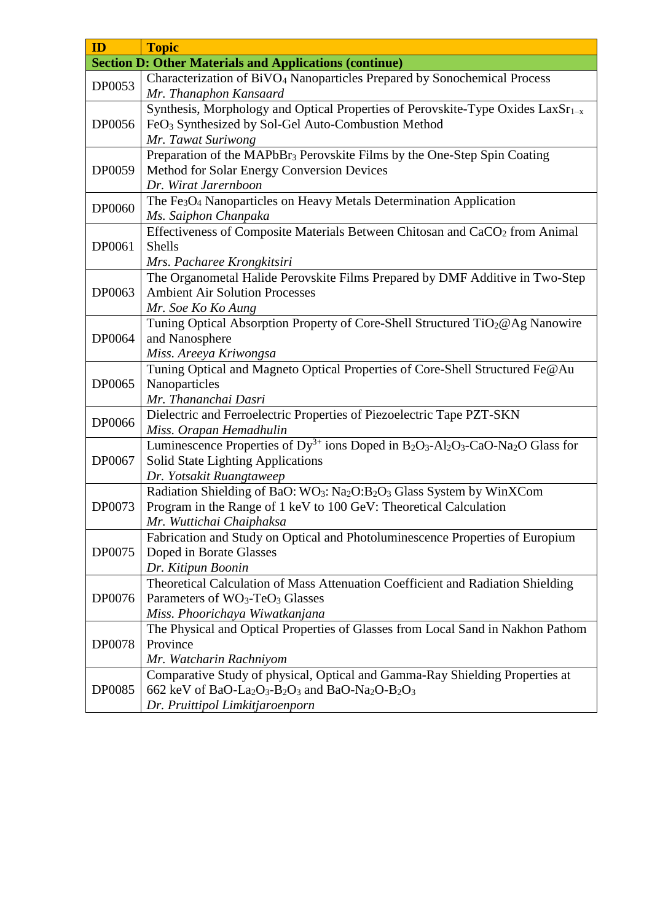| ID | Topic |
|---|---|
| **Section D: Other Materials and Applications (continue)** | |
| DP0053 | Characterization of $BiVO_4$ Nanoparticles Prepared by Sonochemical Process *Mr. Thanaphon Kansaard* |
| DP0056 | Synthesis, Morphology and Optical Properties of Perovskite-Type Oxides $LaxSr_{1-x}$ $FeO_3$ Synthesized by Sol-Gel Auto-Combustion Method *Mr. Tawat Suriwong* |
| DP0059 | Preparation of the $MAPbBr_3$ Perovskite Films by the One-Step Spin Coating Method for Solar Energy Conversion Devices *Dr. Wirat Jarernboon* |
| DP0060 | The $Fe_3O_4$ Nanoparticles on Heavy Metals Determination Application *Ms. Saiphon Chanpaka* |
| DP0061 | Effectiveness of Composite Materials Between Chitosan and $CaCO_2$ from Animal Shells *Mrs. Pacharee Krongkitsiri* |
| DP0063 | The Organometal Halide Perovskite Films Prepared by DMF Additive in Two-Step Ambient Air Solution Processes *Mr. Soe Ko Ko Aung* |
| DP0064 | Tuning Optical Absorption Property of Core-Shell Structured $TiO_2$@Ag Nanowire and Nanosphere *Miss. Areeya Kriwongsa* |
| DP0065 | Tuning Optical and Magneto Optical Properties of Core-Shell Structured Fe@Au Nanoparticles *Mr. Thananchai Dasri* |
| DP0066 | Dielectric and Ferroelectric Properties of Piezoelectric Tape PZT-SKN *Miss. Orapan Hemadhulin* |
| DP0067 | Luminescence Properties of $Dy^{3+}$ ions Doped in $B_2O_3$-$Al_2O_3$-CaO-$Na_2O$ Glass for Solid State Lighting Applications *Dr. Yotsakit Ruangtaweep* |
| DP0073 | Radiation Shielding of BaO: $WO_3$: $Na_2O$:$B_2O_3$ Glass System by WinXCom Program in the Range of 1 keV to 100 GeV: Theoretical Calculation *Mr. Wuttichai Chaiphaksa* |
| DP0075 | Fabrication and Study on Optical and Photoluminescence Properties of Europium Doped in Borate Glasses *Dr. Kitipun Boonin* |
| DP0076 | Theoretical Calculation of Mass Attenuation Coefficient and Radiation Shielding Parameters of $WO_3$-$TeO_3$ Glasses *Miss. Phoorichaya Wiwatkanjana* |
| DP0078 | The Physical and Optical Properties of Glasses from Local Sand in Nakhon Pathom Province *Mr. Watcharin Rachniyom* |
| DP0085 | Comparative Study of physical, Optical and Gamma-Ray Shielding Properties at 662 keV of BaO-$La_2O_3$-$B_2O_3$ and BaO-$Na_2O$-$B_2O_3$ *Dr. Pruittipol Limkitjaroenporn* |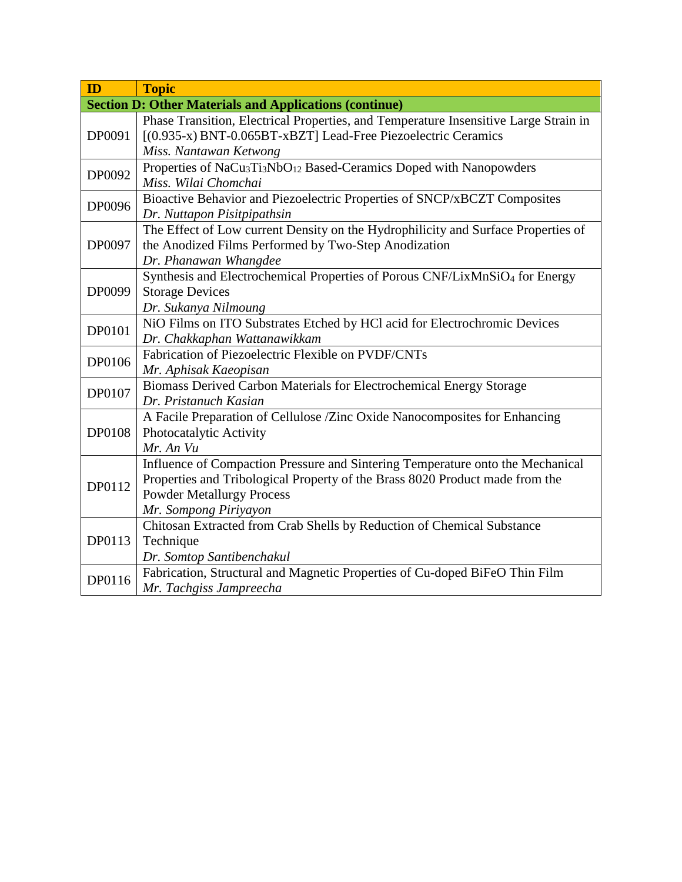| ID | Topic |
|---|---|
| **Section D: Other Materials and Applications (continue)** | |
| DP0091 | Phase Transition, Electrical Properties, and Temperature Insensitive Large Strain in [(0.935-x) BNT-0.065BT-xBZT] Lead-Free Piezoelectric Ceramics<br>*Miss. Nantawan Ketwong* |
| DP0092 | Properties of $NaCu_3Ti_3NbO_{12}$ Based-Ceramics Doped with Nanopowders<br>*Miss. Wilai Chomchai* |
| DP0096 | Bioactive Behavior and Piezoelectric Properties of SNCP/xBCZT Composites<br>*Dr. Nuttapon Pisitpipathsin* |
| DP0097 | The Effect of Low current Density on the Hydrophilicity and Surface Properties of the Anodized Films Performed by Two-Step Anodization<br>*Dr. Phanawan Whangdee* |
| DP0099 | Synthesis and Electrochemical Properties of Porous CNF/$LixMnSiO_4$ for Energy Storage Devices<br>*Dr. Sukanya Nilmoung* |
| DP0101 | NiO Films on ITO Substrates Etched by HCl acid for Electrochromic Devices<br>*Dr. Chakkaphan Wattanawikkam* |
| DP0106 | Fabrication of Piezoelectric Flexible on PVDF/CNTs<br>*Mr. Aphisak Kaeopisan* |
| DP0107 | Biomass Derived Carbon Materials for Electrochemical Energy Storage<br>*Dr. Pristanuch Kasian* |
| DP0108 | A Facile Preparation of Cellulose /Zinc Oxide Nanocomposites for Enhancing Photocatalytic Activity<br>*Mr. An Vu* |
| DP0112 | Influence of Compaction Pressure and Sintering Temperature onto the Mechanical Properties and Tribological Property of the Brass 8020 Product made from the Powder Metallurgy Process<br>*Mr. Sompong Piriyayon* |
| DP0113 | Chitosan Extracted from Crab Shells by Reduction of Chemical Substance Technique<br>*Dr. Somtop Santibenchakul* |
| DP0116 | Fabrication, Structural and Magnetic Properties of Cu-doped BiFeO Thin Film<br>*Mr. Tachgiss Jampreecha* |